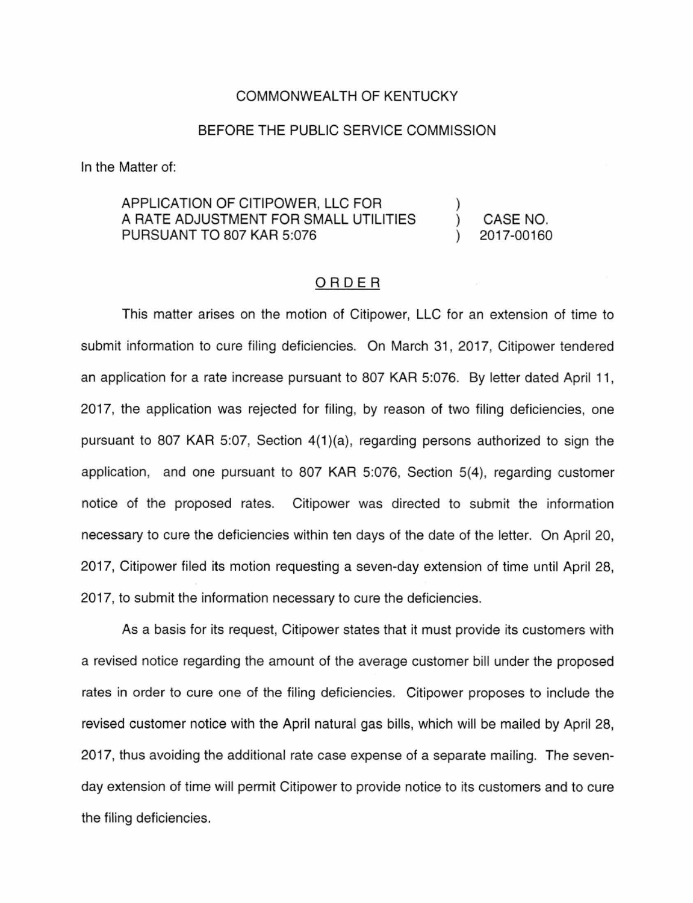COMMONWEALTH OF KENTUCKY

BEFORE THE PUBLIC SERVICE COMMISSION

In the Matter of:

| | | |
|---|---|---|
| APPLICATION OF CITIPOWER, LLC FOR A RATE ADJUSTMENT FOR SMALL UTILITIES PURSUANT TO 807 KAR 5:076 | ) ) ) | CASE NO. 2017-00160 |

## ORDER

This matter arises on the motion of Citipower, LLC for an extension of time to submit information to cure filing deficiencies. On March 31, 2017, Citipower tendered an application for a rate increase pursuant to 807 KAR 5:076. By letter dated April 11, 2017, the application was rejected for filing, by reason of two filing deficiencies, one pursuant to 807 KAR 5:07, Section 4(1)(a), regarding persons authorized to sign the application, and one pursuant to 807 KAR 5:076, Section 5(4), regarding customer notice of the proposed rates. Citipower was directed to submit the information necessary to cure the deficiencies within ten days of the date of the letter. On April 20, 2017, Citipower filed its motion requesting a seven-day extension of time until April 28, 2017, to submit the information necessary to cure the deficiencies.

As a basis for its request, Citipower states that it must provide its customers with a revised notice regarding the amount of the average customer bill under the proposed rates in order to cure one of the filing deficiencies. Citipower proposes to include the revised customer notice with the April natural gas bills, which will be mailed by April 28, 2017, thus avoiding the additional rate case expense of a separate mailing. The seven-day extension of time will permit Citipower to provide notice to its customers and to cure the filing deficiencies.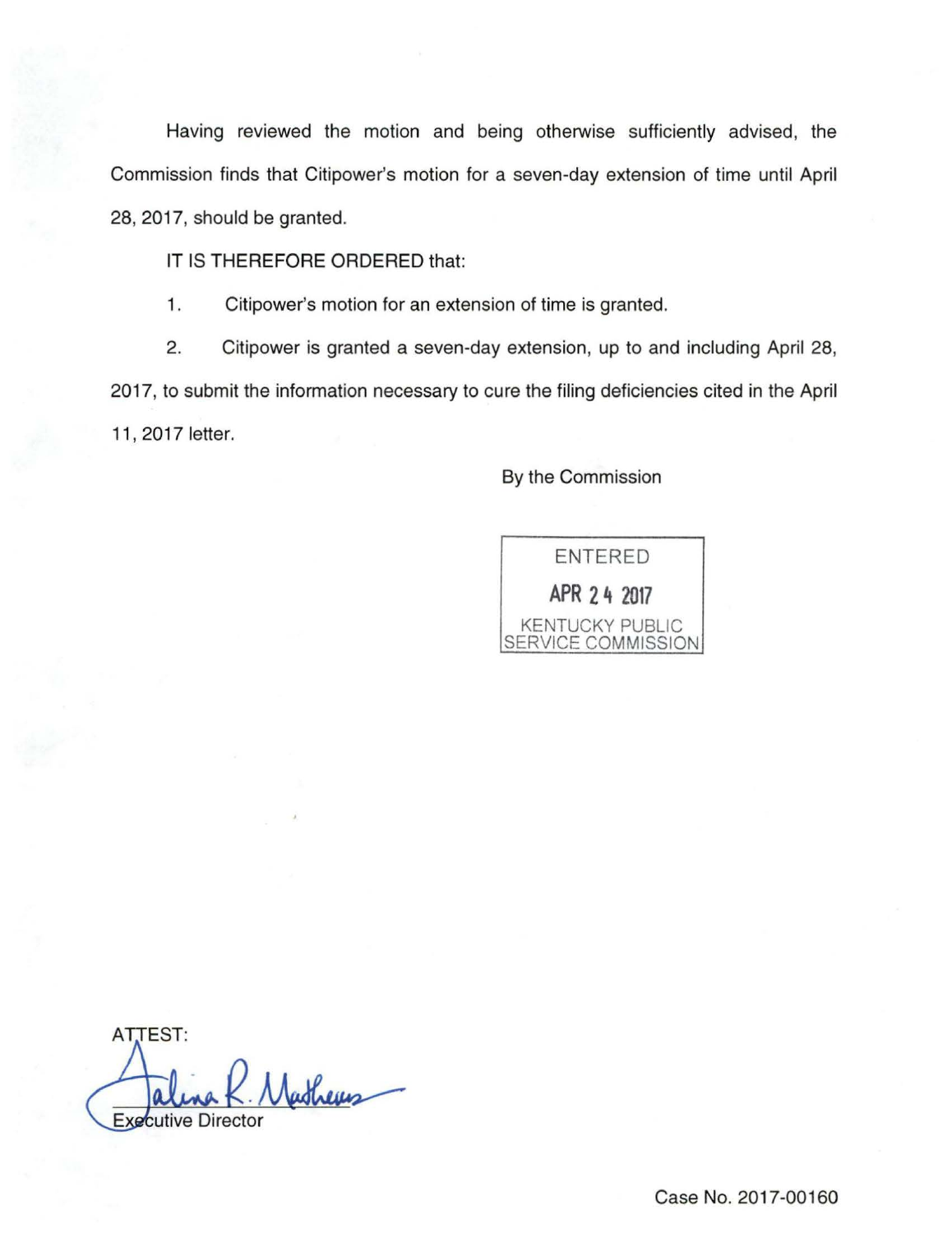Having reviewed the motion and being otherwise sufficiently advised, the Commission finds that Citipower's motion for a seven-day extension of time until April 28, 2017, should be granted.

IT IS THEREFORE ORDERED that:

1. Citipower's motion for an extension of time is granted.

2. Citipower is granted a seven-day extension, up to and including April 28, 2017, to submit the information necessary to cure the filing deficiencies cited in the April 11, 2017 letter.

By the Commission

ENTERED
APR 24 2017
KENTUCKY PUBLIC SERVICE COMMISSION

ATTEST:

Executive Director

Case No. 2017-00160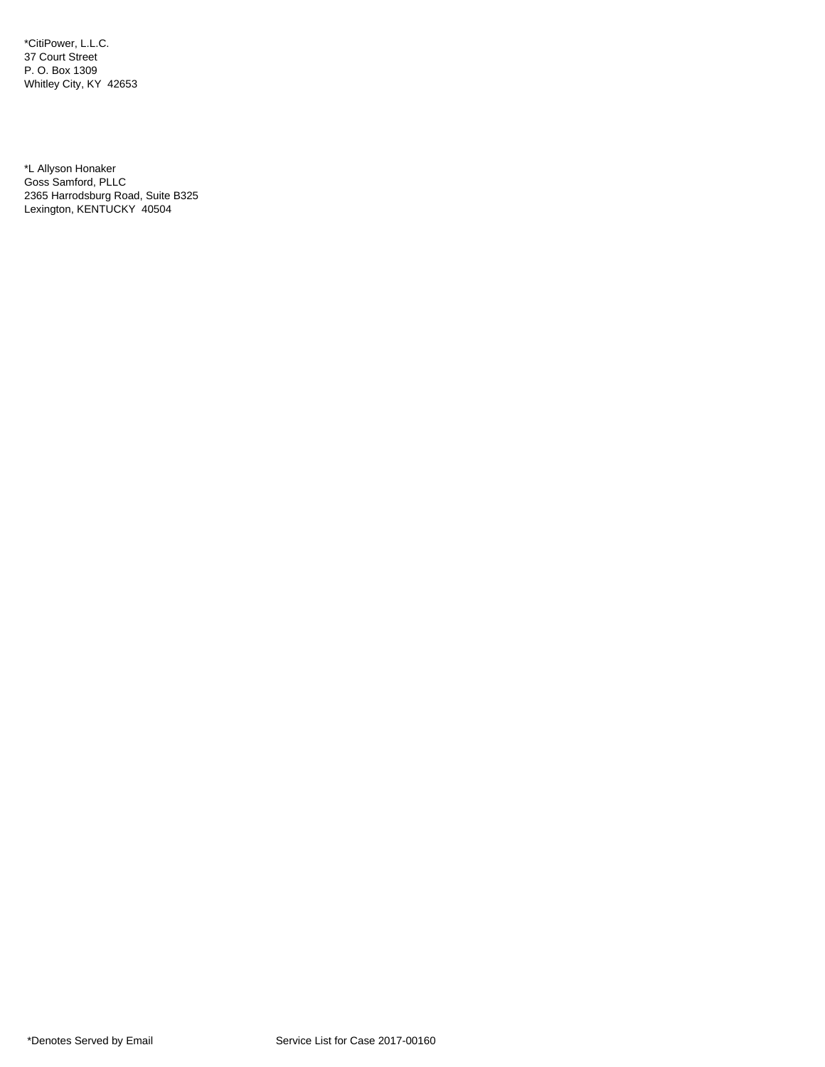*CitiPower, L.L.C.
37 Court Street
P. O. Box 1309
Whitley City, KY  42653

*L Allyson Honaker
Goss Samford, PLLC
2365 Harrodsburg Road, Suite B325
Lexington, KENTUCKY  40504

*Denotes Served by Email

Service List for Case 2017-00160